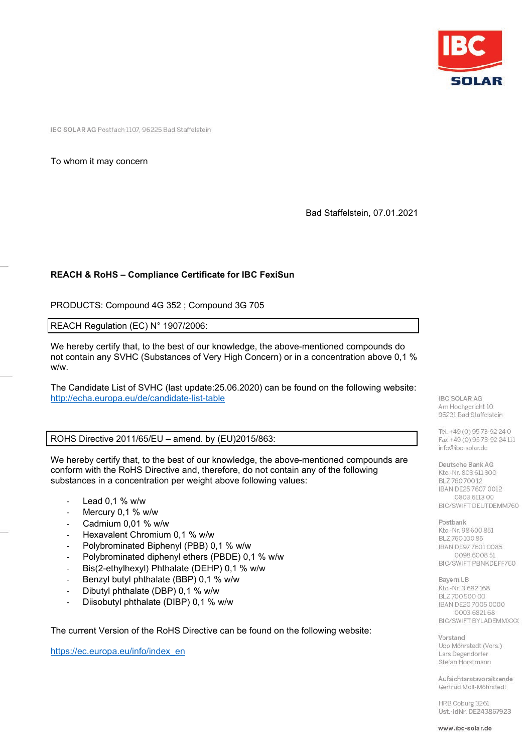IBC SOLAR AG Postfach 1107, 96225 Bad Staffelstein

To whom it may concern

Bad Staffelstein, 07.01.2021

**REACH & RoHS – Compliance Certificate for IBC FexiSun**

PRODUCTS: Compound 4G 352 ; Compound 3G 705

| REACH Regulation (EC) N° 1907/2006: |
|---|

We hereby certify that, to the best of our knowledge, the above-mentioned compounds do not contain any SVHC (Substances of Very High Concern) or in a concentration above 0,1 % w/w.

The Candidate List of SVHC (last update:25.06.2020) can be found on the following website: http://echa.europa.eu/de/candidate-list-table

| ROHS Directive 2011/65/EU – amend. by (EU)2015/863: |
|---|

We hereby certify that, to the best of our knowledge, the above-mentioned compounds are conform with the RoHS Directive and, therefore, do not contain any of the following substances in a concentration per weight above following values:

- Lead 0,1 % w/w
- Mercury 0,1 % w/w
- Cadmium 0,01 % w/w
- Hexavalent Chromium 0,1 % w/w
- Polybrominated Biphenyl (PBB) 0,1 % w/w
- Polybrominated diphenyl ethers (PBDE) 0,1 % w/w
- Bis(2-ethylhexyl) Phthalate (DEHP) 0,1 % w/w
- Benzyl butyl phthalate (BBP) 0,1 % w/w
- Dibutyl phthalate (DBP) 0,1 % w/w
- Diisobutyl phthalate (DIBP) 0,1 % w/w

The current Version of the RoHS Directive can be found on the following website:

https://ec.europa.eu/info/index_en

IBC SOLAR AG
Am Hochgericht 10
96231 Bad Staffelstein

Tel. +49 (0) 95 73-92 24 0
Fax +49 (0) 95 73-92 24 111
info@ibc-solar.de

Deutsche Bank AG
Kto.-Nr. 803 611 300
BLZ 760 700 12
IBAN DE25 7607 0012 0803 6113 00
BIC/SWIFT DEUTDEMM760

Postbank
Kto.-Nr. 98 600 851
BLZ 760 100 85
IBAN DE97 7601 0085 0098 6008 51
BIC/SWIFT PBNKDEFF760

Bayern LB
Kto.-Nr. 3 682 168
BLZ 700 500 00
IBAN DE20 7005 0000 0003 6821 68
BIC/SWIFT BYLADEMMXXX

Vorstand
Udo Möhrstedt (Vors.)
Lars Degendorfer
Stefan Horstmann

Aufsichtsratsvorsitzende
Gertrud Moll-Möhrstedt

HRB Coburg 3261
Ust.-IdNr. DE243867923

www.ibc-solar.de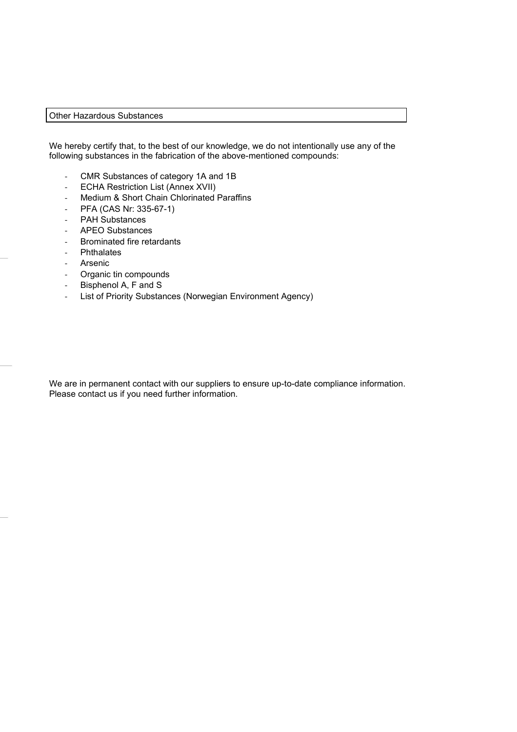## Other Hazardous Substances

We hereby certify that, to the best of our knowledge, we do not intentionally use any of the following substances in the fabrication of the above-mentioned compounds:

- CMR Substances of category 1A and 1B
- ECHA Restriction List (Annex XVII)
- Medium & Short Chain Chlorinated Paraffins
- PFA (CAS Nr: 335-67-1)
- PAH Substances
- APEO Substances
- Brominated fire retardants
- Phthalates
- Arsenic
- Organic tin compounds
- Bisphenol A, F and S
- List of Priority Substances (Norwegian Environment Agency)

We are in permanent contact with our suppliers to ensure up-to-date compliance information. Please contact us if you need further information.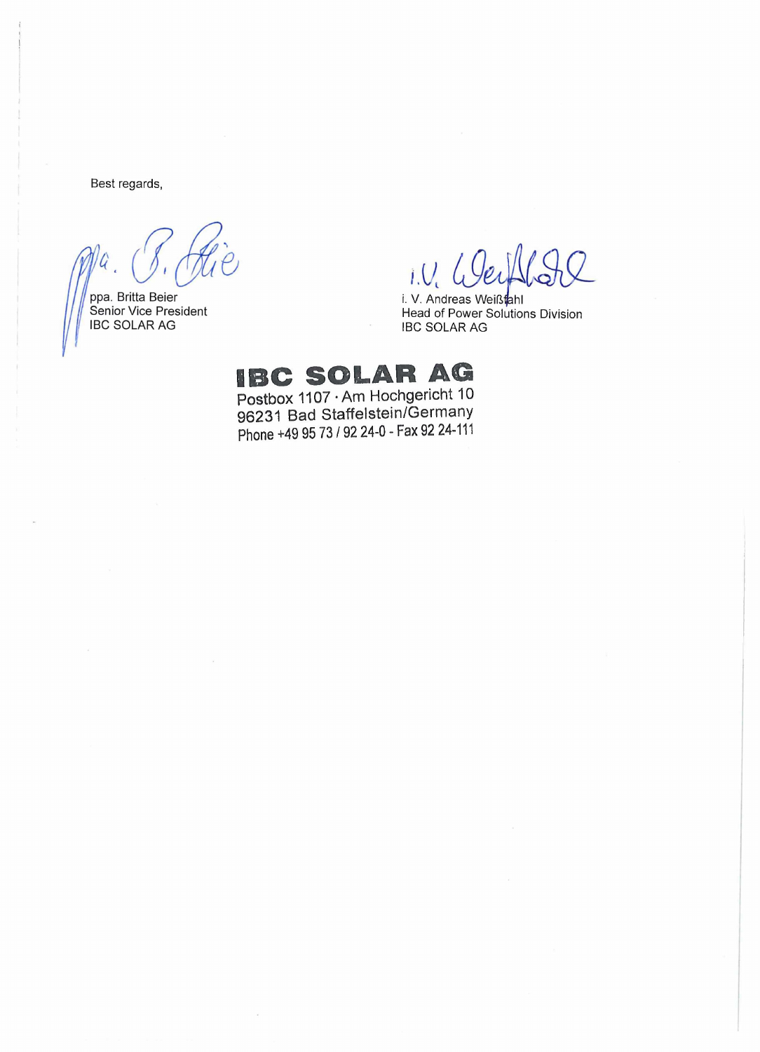Best regards,

ppa. Britta Beier
Senior Vice President
IBC SOLAR AG

i. V. Andreas Weißfahl
Head of Power Solutions Division
IBC SOLAR AG

**IBC SOLAR AG**
Postbox 1107 · Am Hochgericht 10
96231 Bad Staffelstein/Germany
Phone +49 95 73 / 92 24-0 - Fax 92 24-111